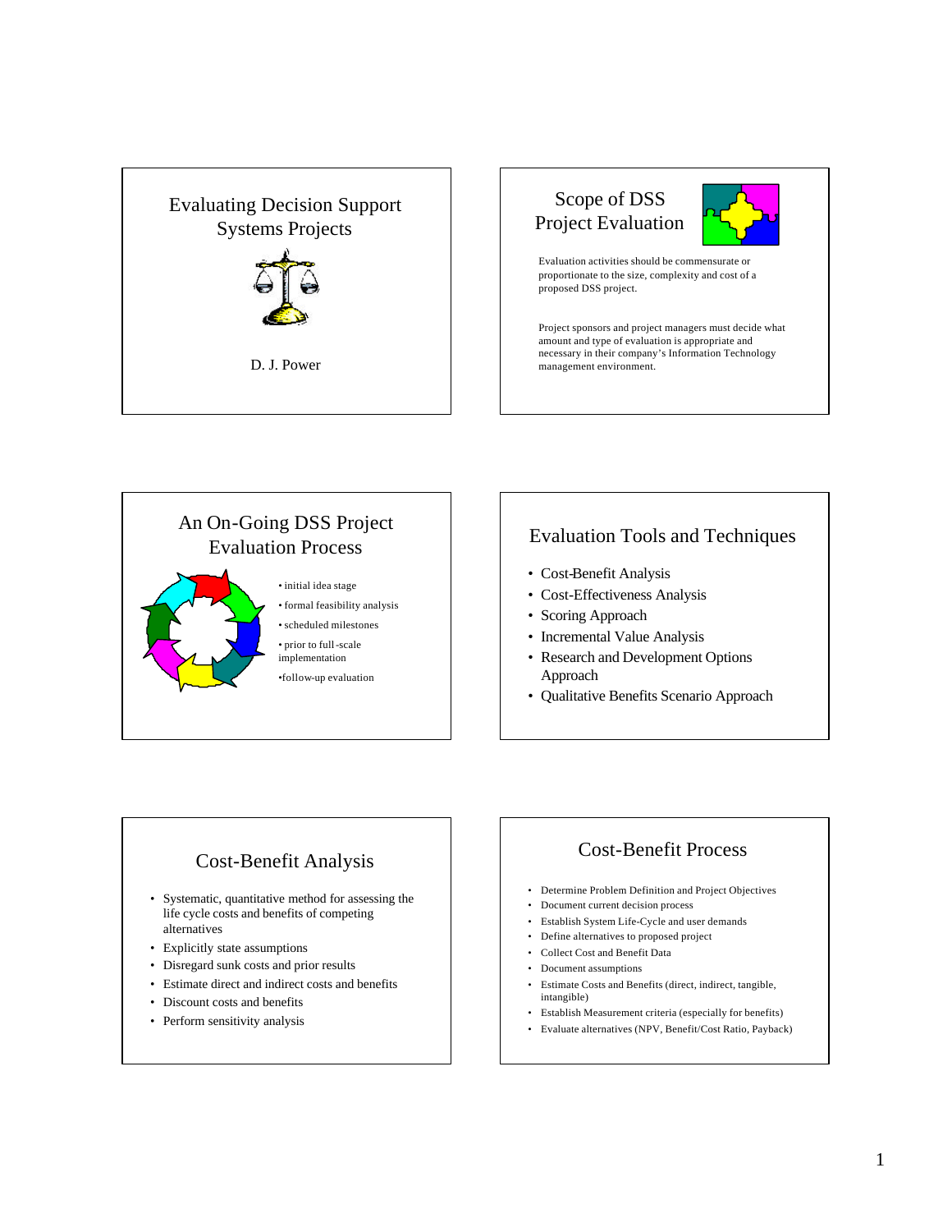# Evaluating Decision Support Systems Projects

D. J. Power

## Scope of DSS Project Evaluation

Evaluation activities should be commensurate or proportionate to the size, complexity and cost of a proposed DSS project.

Project sponsors and project managers must decide what amount and type of evaluation is appropriate and necessary in their company's Information Technology management environment.

## An On-Going DSS Project Evaluation Process

- initial idea stage
- formal feasibility analysis
- scheduled milestones
- prior to full-scale implementation
- follow-up evaluation

## Evaluation Tools and Techniques

- Cost-Benefit Analysis
- Cost-Effectiveness Analysis
- Scoring Approach
- Incremental Value Analysis
- Research and Development Options Approach
- Qualitative Benefits Scenario Approach

## Cost-Benefit Analysis

- Systematic, quantitative method for assessing the life cycle costs and benefits of competing alternatives
- Explicitly state assumptions
- Disregard sunk costs and prior results
- Estimate direct and indirect costs and benefits
- Discount costs and benefits
- Perform sensitivity analysis

## Cost-Benefit Process

- Determine Problem Definition and Project Objectives
- Document current decision process
- Establish System Life-Cycle and user demands
- Define alternatives to proposed project
- Collect Cost and Benefit Data
- Document assumptions
- Estimate Costs and Benefits (direct, indirect, tangible, intangible)
- Establish Measurement criteria (especially for benefits)
- Evaluate alternatives (NPV, Benefit/Cost Ratio, Payback)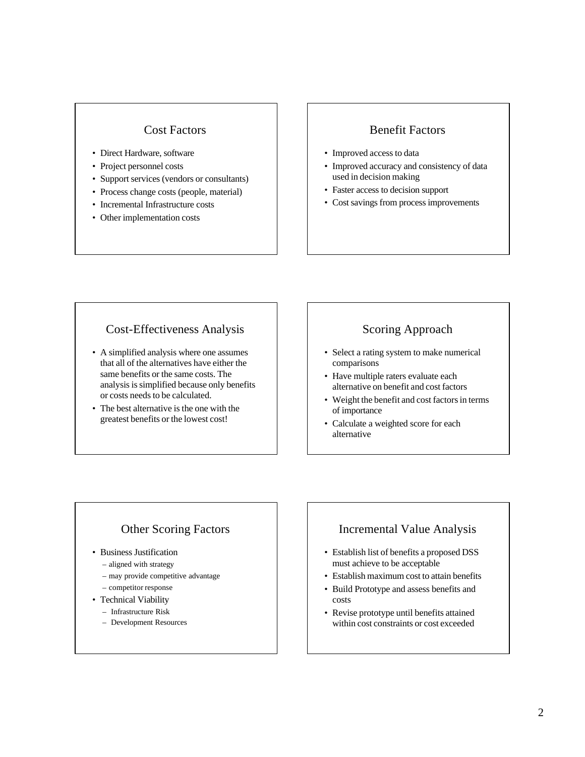## Cost Factors

- Direct Hardware, software
- Project personnel costs
- Support services (vendors or consultants)
- Process change costs (people, material)
- Incremental Infrastructure costs
- Other implementation costs

## Benefit Factors

- Improved access to data
- Improved accuracy and consistency of data used in decision making
- Faster access to decision support
- Cost savings from process improvements

## Cost-Effectiveness Analysis

- A simplified analysis where one assumes that all of the alternatives have either the same benefits or the same costs. The analysis is simplified because only benefits or costs needs to be calculated.
- The best alternative is the one with the greatest benefits or the lowest cost!

## Scoring Approach

- Select a rating system to make numerical comparisons
- Have multiple raters evaluate each alternative on benefit and cost factors
- Weight the benefit and cost factors in terms of importance
- Calculate a weighted score for each alternative

## Other Scoring Factors

- Business Justification
  - aligned with strategy
  - may provide competitive advantage
  - competitor response
- Technical Viability
  - Infrastructure Risk
  - Development Resources

## Incremental Value Analysis

- Establish list of benefits a proposed DSS must achieve to be acceptable
- Establish maximum cost to attain benefits
- Build Prototype and assess benefits and costs
- Revise prototype until benefits attained within cost constraints or cost exceeded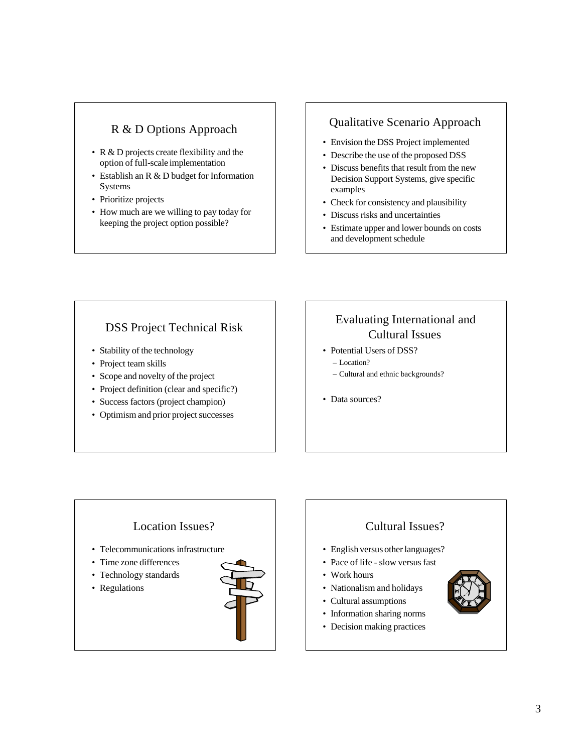## R & D Options Approach

- R & D projects create flexibility and the option of full-scale implementation
- Establish an R & D budget for Information Systems
- Prioritize projects
- How much are we willing to pay today for keeping the project option possible?

## Qualitative Scenario Approach

- Envision the DSS Project implemented
- Describe the use of the proposed DSS
- Discuss benefits that result from the new Decision Support Systems, give specific examples
- Check for consistency and plausibility
- Discuss risks and uncertainties
- Estimate upper and lower bounds on costs and development schedule

## DSS Project Technical Risk

- Stability of the technology
- Project team skills
- Scope and novelty of the project
- Project definition (clear and specific?)
- Success factors (project champion)
- Optimism and prior project successes

## Evaluating International and Cultural Issues

- Potential Users of DSS?
  - Location?
  - Cultural and ethnic backgrounds?
- Data sources?

## Location Issues?

- Telecommunications infrastructure
- Time zone differences
- Technology standards
- Regulations

## Cultural Issues?

- English versus other languages?
- Pace of life - slow versus fast
- Work hours
- Nationalism and holidays
- Cultural assumptions
- Information sharing norms
- Decision making practices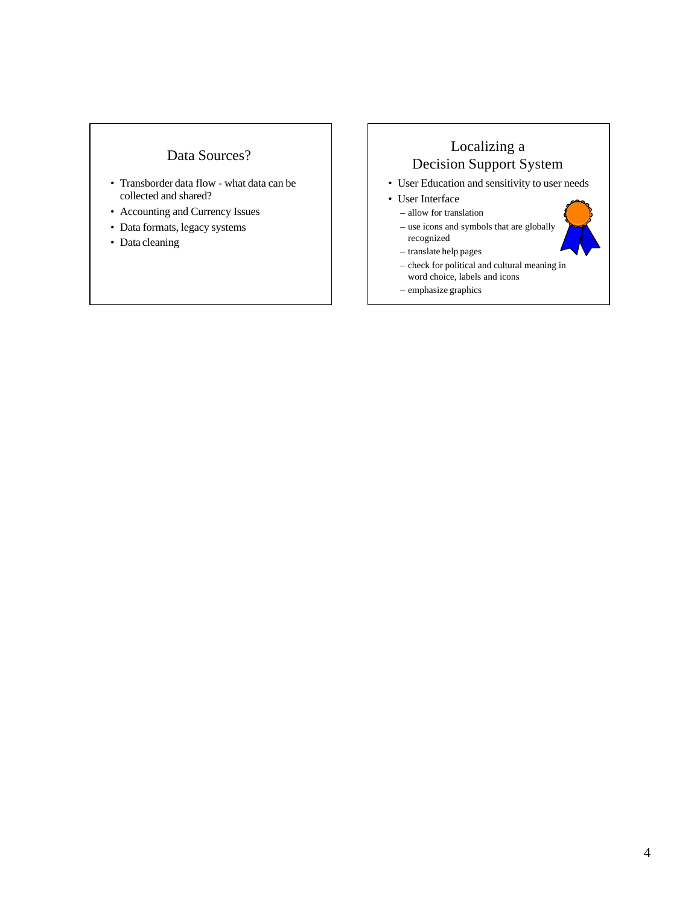## Data Sources?

- Transborder data flow - what data can be collected and shared?
- Accounting and Currency Issues
- Data formats, legacy systems
- Data cleaning

## Localizing a Decision Support System

- User Education and sensitivity to user needs
- User Interface
  - allow for translation
  - use icons and symbols that are globally recognized
  - translate help pages
  - check for political and cultural meaning in word choice, labels and icons
  - emphasize graphics